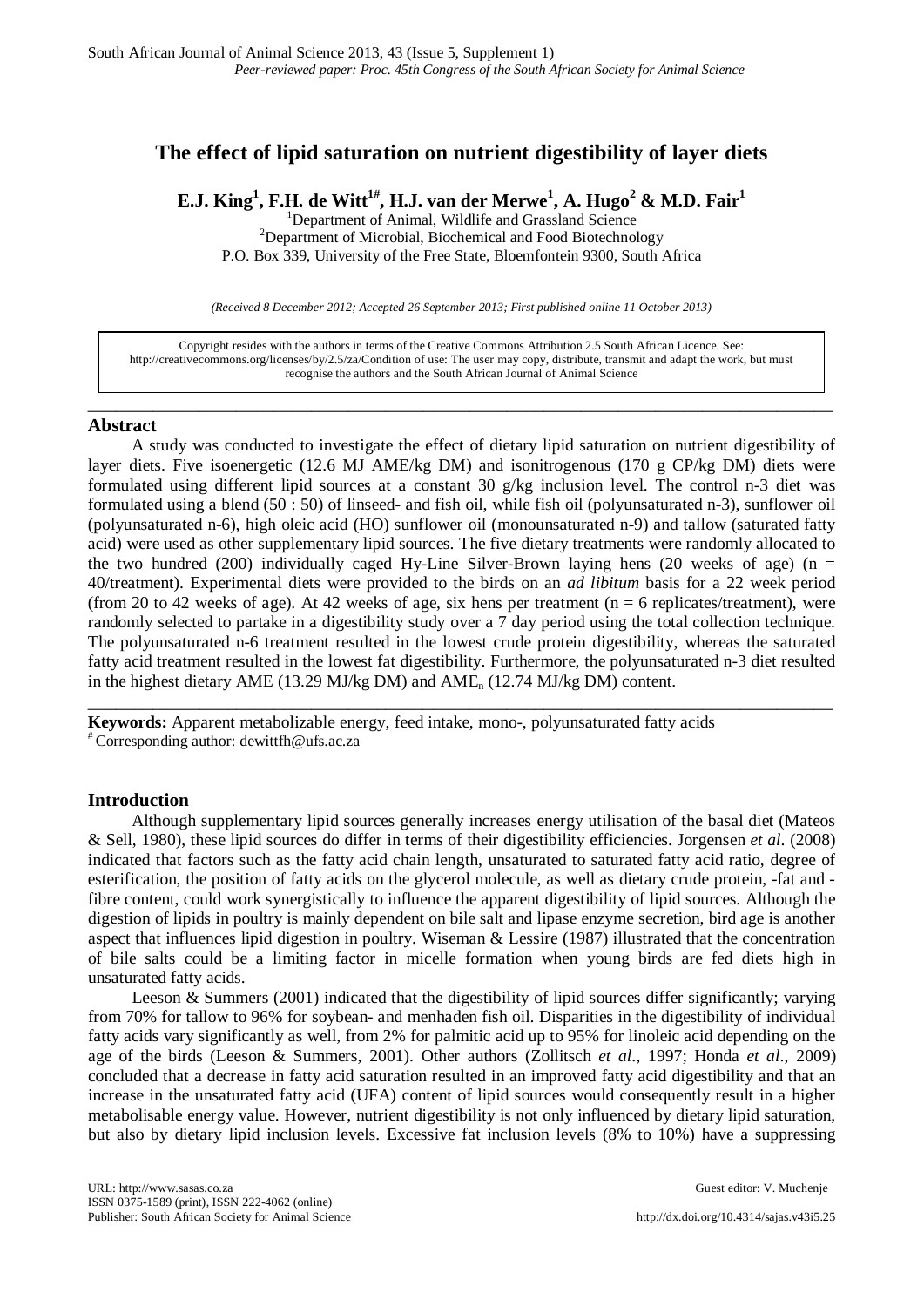# The effect of lipid saturation on nutrient digestibility of layer diets

**E.J. King[1], F.H. de Witt[1#], H.J. van der Merwe[1], A. Hugo[2] & M.D. Fair[1]**

[1]Department of Animal, Wildlife and Grassland Science
[2]Department of Microbial, Biochemical and Food Biotechnology
P.O. Box 339, University of the Free State, Bloemfontein 9300, South Africa

*(Received 8 December 2012; Accepted 26 September 2013; First published online 11 October 2013)*

Copyright resides with the authors in terms of the Creative Commons Attribution 2.5 South African Licence. See: http://creativecommons.org/licenses/by/2.5/za/Condition of use: The user may copy, distribute, transmit and adapt the work, but must recognise the authors and the South African Journal of Animal Science

---

## Abstract

A study was conducted to investigate the effect of dietary lipid saturation on nutrient digestibility of layer diets. Five isoenergetic (12.6 MJ AME/kg DM) and isonitrogenous (170 g CP/kg DM) diets were formulated using different lipid sources at a constant 30 g/kg inclusion level. The control n-3 diet was formulated using a blend (50 : 50) of linseed- and fish oil, while fish oil (polyunsaturated n-3), sunflower oil (polyunsaturated n-6), high oleic acid (HO) sunflower oil (monounsaturated n-9) and tallow (saturated fatty acid) were used as other supplementary lipid sources. The five dietary treatments were randomly allocated to the two hundred (200) individually caged Hy-Line Silver-Brown laying hens (20 weeks of age) (n = 40/treatment). Experimental diets were provided to the birds on an *ad libitum* basis for a 22 week period (from 20 to 42 weeks of age). At 42 weeks of age, six hens per treatment (n = 6 replicates/treatment), were randomly selected to partake in a digestibility study over a 7 day period using the total collection technique. The polyunsaturated n-6 treatment resulted in the lowest crude protein digestibility, whereas the saturated fatty acid treatment resulted in the lowest fat digestibility. Furthermore, the polyunsaturated n-3 diet resulted in the highest dietary AME (13.29 MJ/kg DM) and $AME_n$ (12.74 MJ/kg DM) content.

---

**Keywords:** Apparent metabolizable energy, feed intake, mono-, polyunsaturated fatty acids

[#] Corresponding author: dewittfh@ufs.ac.za

## Introduction

Although supplementary lipid sources generally increases energy utilisation of the basal diet (Mateos & Sell, 1980), these lipid sources do differ in terms of their digestibility efficiencies. Jorgensen *et al*. (2008) indicated that factors such as the fatty acid chain length, unsaturated to saturated fatty acid ratio, degree of esterification, the position of fatty acids on the glycerol molecule, as well as dietary crude protein, -fat and -fibre content, could work synergistically to influence the apparent digestibility of lipid sources. Although the digestion of lipids in poultry is mainly dependent on bile salt and lipase enzyme secretion, bird age is another aspect that influences lipid digestion in poultry. Wiseman & Lessire (1987) illustrated that the concentration of bile salts could be a limiting factor in micelle formation when young birds are fed diets high in unsaturated fatty acids.

Leeson & Summers (2001) indicated that the digestibility of lipid sources differ significantly; varying from 70% for tallow to 96% for soybean- and menhaden fish oil. Disparities in the digestibility of individual fatty acids vary significantly as well, from 2% for palmitic acid up to 95% for linoleic acid depending on the age of the birds (Leeson & Summers, 2001). Other authors (Zollitsch *et al*., 1997; Honda *et al*., 2009) concluded that a decrease in fatty acid saturation resulted in an improved fatty acid digestibility and that an increase in the unsaturated fatty acid (UFA) content of lipid sources would consequently result in a higher metabolisable energy value. However, nutrient digestibility is not only influenced by dietary lipid saturation, but also by dietary lipid inclusion levels. Excessive fat inclusion levels (8% to 10%) have a suppressing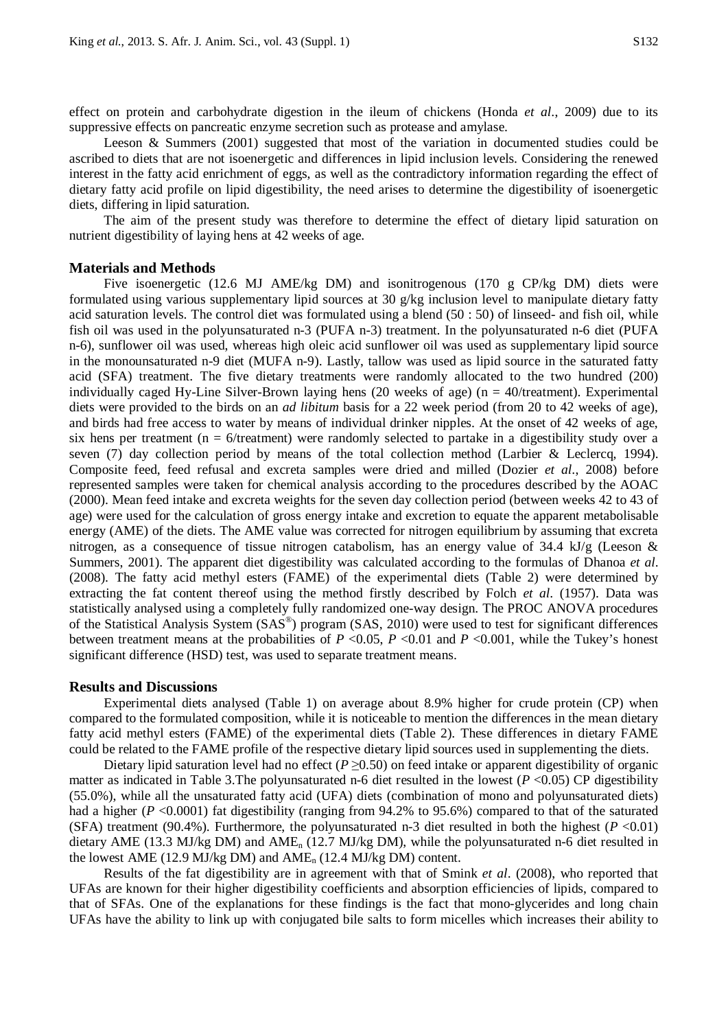effect on protein and carbohydrate digestion in the ileum of chickens (Honda *et al*., 2009) due to its suppressive effects on pancreatic enzyme secretion such as protease and amylase.

Leeson & Summers (2001) suggested that most of the variation in documented studies could be ascribed to diets that are not isoenergetic and differences in lipid inclusion levels. Considering the renewed interest in the fatty acid enrichment of eggs, as well as the contradictory information regarding the effect of dietary fatty acid profile on lipid digestibility, the need arises to determine the digestibility of isoenergetic diets, differing in lipid saturation.

The aim of the present study was therefore to determine the effect of dietary lipid saturation on nutrient digestibility of laying hens at 42 weeks of age.

## Materials and Methods

Five isoenergetic (12.6 MJ AME/kg DM) and isonitrogenous (170 g CP/kg DM) diets were formulated using various supplementary lipid sources at 30 g/kg inclusion level to manipulate dietary fatty acid saturation levels. The control diet was formulated using a blend (50 : 50) of linseed- and fish oil, while fish oil was used in the polyunsaturated n-3 (PUFA n-3) treatment. In the polyunsaturated n-6 diet (PUFA n-6), sunflower oil was used, whereas high oleic acid sunflower oil was used as supplementary lipid source in the monounsaturated n-9 diet (MUFA n-9). Lastly, tallow was used as lipid source in the saturated fatty acid (SFA) treatment. The five dietary treatments were randomly allocated to the two hundred (200) individually caged Hy-Line Silver-Brown laying hens (20 weeks of age) (n = 40/treatment). Experimental diets were provided to the birds on an *ad libitum* basis for a 22 week period (from 20 to 42 weeks of age), and birds had free access to water by means of individual drinker nipples. At the onset of 42 weeks of age, six hens per treatment (n = 6/treatment) were randomly selected to partake in a digestibility study over a seven (7) day collection period by means of the total collection method (Larbier & Leclercq, 1994). Composite feed, feed refusal and excreta samples were dried and milled (Dozier *et al*., 2008) before represented samples were taken for chemical analysis according to the procedures described by the AOAC (2000). Mean feed intake and excreta weights for the seven day collection period (between weeks 42 to 43 of age) were used for the calculation of gross energy intake and excretion to equate the apparent metabolisable energy (AME) of the diets. The AME value was corrected for nitrogen equilibrium by assuming that excreta nitrogen, as a consequence of tissue nitrogen catabolism, has an energy value of 34.4 kJ/g (Leeson & Summers, 2001). The apparent diet digestibility was calculated according to the formulas of Dhanoa *et al*. (2008). The fatty acid methyl esters (FAME) of the experimental diets (Table 2) were determined by extracting the fat content thereof using the method firstly described by Folch *et al*. (1957). Data was statistically analysed using a completely fully randomized one-way design. The PROC ANOVA procedures of the Statistical Analysis System (SAS®) program (SAS, 2010) were used to test for significant differences between treatment means at the probabilities of $P$ <0.05, $P$ <0.01 and $P$ <0.001, while the Tukey's honest significant difference (HSD) test, was used to separate treatment means.

## Results and Discussions

Experimental diets analysed (Table 1) on average about 8.9% higher for crude protein (CP) when compared to the formulated composition, while it is noticeable to mention the differences in the mean dietary fatty acid methyl esters (FAME) of the experimental diets (Table 2). These differences in dietary FAME could be related to the FAME profile of the respective dietary lipid sources used in supplementing the diets.

Dietary lipid saturation level had no effect ($P \geq 0.50$) on feed intake or apparent digestibility of organic matter as indicated in Table 3.The polyunsaturated n-6 diet resulted in the lowest ($P$ <0.05) CP digestibility (55.0%), while all the unsaturated fatty acid (UFA) diets (combination of mono and polyunsaturated diets) had a higher ($P$ <0.0001) fat digestibility (ranging from 94.2% to 95.6%) compared to that of the saturated (SFA) treatment (90.4%). Furthermore, the polyunsaturated n-3 diet resulted in both the highest ($P$ <0.01) dietary AME (13.3 MJ/kg DM) and $AME_n$ (12.7 MJ/kg DM), while the polyunsaturated n-6 diet resulted in the lowest AME (12.9 MJ/kg DM) and $AME_n$ (12.4 MJ/kg DM) content.

Results of the fat digestibility are in agreement with that of Smink *et al*. (2008), who reported that UFAs are known for their higher digestibility coefficients and absorption efficiencies of lipids, compared to that of SFAs. One of the explanations for these findings is the fact that mono-glycerides and long chain UFAs have the ability to link up with conjugated bile salts to form micelles which increases their ability to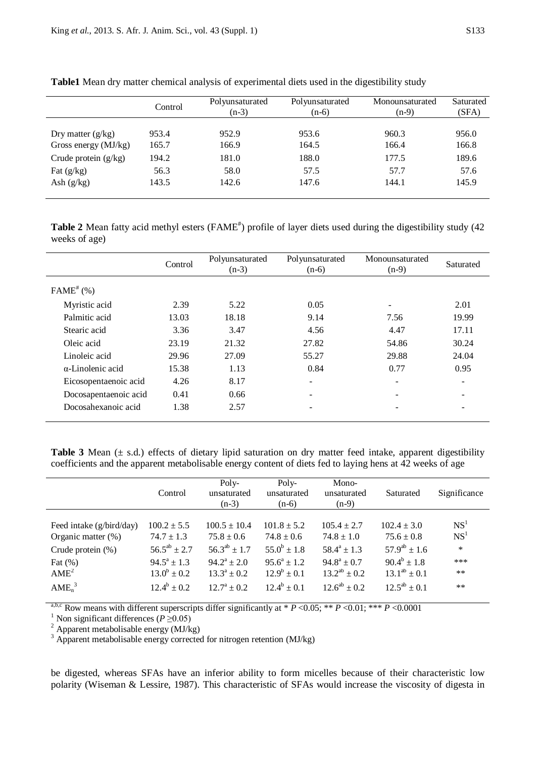**Table1** Mean dry matter chemical analysis of experimental diets used in the digestibility study

| | Control | Polyunsaturated (n-3) | Polyunsaturated (n-6) | Monounsaturated (n-9) | Saturated (SFA) |
|---|---|---|---|---|---|
| Dry matter (g/kg) | 953.4 | 952.9 | 953.6 | 960.3 | 956.0 |
| Gross energy (MJ/kg) | 165.7 | 166.9 | 164.5 | 166.4 | 166.8 |
| Crude protein (g/kg) | 194.2 | 181.0 | 188.0 | 177.5 | 189.6 |
| Fat (g/kg) | 56.3 | 58.0 | 57.5 | 57.7 | 57.6 |
| Ash (g/kg) | 143.5 | 142.6 | 147.6 | 144.1 | 145.9 |

**Table 2** Mean fatty acid methyl esters (FAME#) profile of layer diets used during the digestibility study (42 weeks of age)

| | Control | Polyunsaturated (n-3) | Polyunsaturated (n-6) | Monounsaturated (n-9) | Saturated |
|---|---|---|---|---|---|
| FAME# (%) | | | | | |
| Myristic acid | 2.39 | 5.22 | 0.05 | - | 2.01 |
| Palmitic acid | 13.03 | 18.18 | 9.14 | 7.56 | 19.99 |
| Stearic acid | 3.36 | 3.47 | 4.56 | 4.47 | 17.11 |
| Oleic acid | 23.19 | 21.32 | 27.82 | 54.86 | 30.24 |
| Linoleic acid | 29.96 | 27.09 | 55.27 | 29.88 | 24.04 |
| α-Linolenic acid | 15.38 | 1.13 | 0.84 | 0.77 | 0.95 |
| Eicosopentaenoic acid | 4.26 | 8.17 | - | - | - |
| Docosapentaenoic acid | 0.41 | 0.66 | - | - | - |
| Docosahexanoic acid | 1.38 | 2.57 | - | - | - |

**Table 3** Mean (± s.d.) effects of dietary lipid saturation on dry matter feed intake, apparent digestibility coefficients and the apparent metabolisable energy content of diets fed to laying hens at 42 weeks of age

| | Control | Poly-unsaturated (n-3) | Poly-unsaturated (n-6) | Mono-unsaturated (n-9) | Saturated | Significance |
|---|---|---|---|---|---|---|
| Feed intake (g/bird/day) | 100.2 ± 5.5 | 100.5 ± 10.4 | 101.8 ± 5.2 | 105.4 ± 2.7 | 102.4 ± 3.0 | NS[1] |
| Organic matter (%) | 74.7 ± 1.3 | 75.8 ± 0.6 | 74.8 ± 0.6 | 74.8 ± 1.0 | 75.6 ± 0.8 | NS[1] |
| Crude protein (%) | $56.5^{ab}$ ± 2.7 | $56.3^{ab}$ ± 1.7 | $55.0^{b}$ ± 1.8 | $58.4^{a}$ ± 1.3 | $57.9^{ab}$ ± 1.6 | * |
| Fat (%) | $94.5^{a}$ ± 1.3 | $94.2^{a}$ ± 2.0 | $95.6^{a}$ ± 1.2 | $94.8^{a}$ ± 0.7 | $90.4^{b}$ ± 1.8 | *** |
| AME[2] | $13.0^{b}$ ± 0.2 | $13.3^{a}$ ± 0.2 | $12.9^{b}$ ± 0.1 | $13.2^{ab}$ ± 0.2 | $13.1^{ab}$ ± 0.1 | ** |
| $AME_n$[3] | $12.4^{b}$ ± 0.2 | $12.7^{a}$ ± 0.2 | $12.4^{b}$ ± 0.1 | $12.6^{ab}$ ± 0.2 | $12.5^{ab}$ ± 0.1 | ** |

a,b,c Row means with different superscripts differ significantly at * $P$ <0.05; ** $P$ <0.01; *** $P$ <0.0001

[1] Non significant differences ($P \geq 0.05$)

[2] Apparent metabolisable energy (MJ/kg)

[3] Apparent metabolisable energy corrected for nitrogen retention (MJ/kg)

be digested, whereas SFAs have an inferior ability to form micelles because of their characteristic low polarity (Wiseman & Lessire, 1987). This characteristic of SFAs would increase the viscosity of digesta in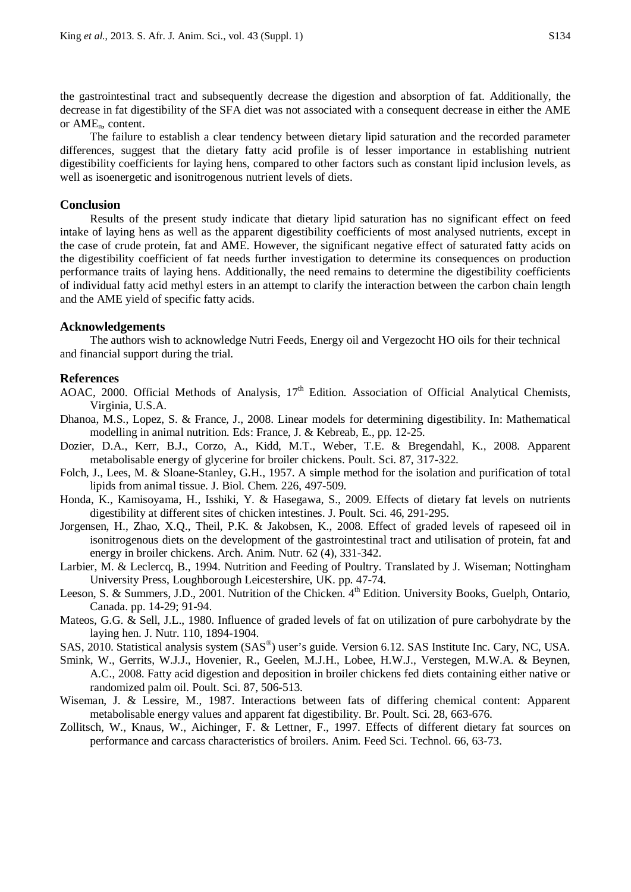the gastrointestinal tract and subsequently decrease the digestion and absorption of fat. Additionally, the decrease in fat digestibility of the SFA diet was not associated with a consequent decrease in either the AME or $AME_n$, content.

The failure to establish a clear tendency between dietary lipid saturation and the recorded parameter differences, suggest that the dietary fatty acid profile is of lesser importance in establishing nutrient digestibility coefficients for laying hens, compared to other factors such as constant lipid inclusion levels, as well as isoenergetic and isonitrogenous nutrient levels of diets.

## Conclusion

Results of the present study indicate that dietary lipid saturation has no significant effect on feed intake of laying hens as well as the apparent digestibility coefficients of most analysed nutrients, except in the case of crude protein, fat and AME. However, the significant negative effect of saturated fatty acids on the digestibility coefficient of fat needs further investigation to determine its consequences on production performance traits of laying hens. Additionally, the need remains to determine the digestibility coefficients of individual fatty acid methyl esters in an attempt to clarify the interaction between the carbon chain length and the AME yield of specific fatty acids.

## Acknowledgements

The authors wish to acknowledge Nutri Feeds, Energy oil and Vergezocht HO oils for their technical and financial support during the trial.

## References

AOAC, 2000. Official Methods of Analysis, 17th Edition. Association of Official Analytical Chemists, Virginia, U.S.A.

Dhanoa, M.S., Lopez, S. & France, J., 2008. Linear models for determining digestibility. In: Mathematical modelling in animal nutrition. Eds: France, J. & Kebreab, E., pp. 12-25.

Dozier, D.A., Kerr, B.J., Corzo, A., Kidd, M.T., Weber, T.E. & Bregendahl, K., 2008. Apparent metabolisable energy of glycerine for broiler chickens. Poult. Sci. 87, 317-322.

Folch, J., Lees, M. & Sloane-Stanley, G.H., 1957. A simple method for the isolation and purification of total lipids from animal tissue. J. Biol. Chem. 226, 497-509.

Honda, K., Kamisoyama, H., Isshiki, Y. & Hasegawa, S., 2009. Effects of dietary fat levels on nutrients digestibility at different sites of chicken intestines. J. Poult. Sci. 46, 291-295.

Jorgensen, H., Zhao, X.Q., Theil, P.K. & Jakobsen, K., 2008. Effect of graded levels of rapeseed oil in isonitrogenous diets on the development of the gastrointestinal tract and utilisation of protein, fat and energy in broiler chickens. Arch. Anim. Nutr. 62 (4), 331-342.

Larbier, M. & Leclercq, B., 1994. Nutrition and Feeding of Poultry. Translated by J. Wiseman; Nottingham University Press, Loughborough Leicestershire, UK. pp. 47-74.

Leeson, S. & Summers, J.D., 2001. Nutrition of the Chicken. 4th Edition. University Books, Guelph, Ontario, Canada. pp. 14-29; 91-94.

Mateos, G.G. & Sell, J.L., 1980. Influence of graded levels of fat on utilization of pure carbohydrate by the laying hen. J. Nutr. 110, 1894-1904.

SAS, 2010. Statistical analysis system (SAS®) user's guide. Version 6.12. SAS Institute Inc. Cary, NC, USA.

Smink, W., Gerrits, W.J.J., Hovenier, R., Geelen, M.J.H., Lobee, H.W.J., Verstegen, M.W.A. & Beynen, A.C., 2008. Fatty acid digestion and deposition in broiler chickens fed diets containing either native or randomized palm oil. Poult. Sci. 87, 506-513.

Wiseman, J. & Lessire, M., 1987. Interactions between fats of differing chemical content: Apparent metabolisable energy values and apparent fat digestibility. Br. Poult. Sci. 28, 663-676.

Zollitsch, W., Knaus, W., Aichinger, F. & Lettner, F., 1997. Effects of different dietary fat sources on performance and carcass characteristics of broilers. Anim. Feed Sci. Technol. 66, 63-73.